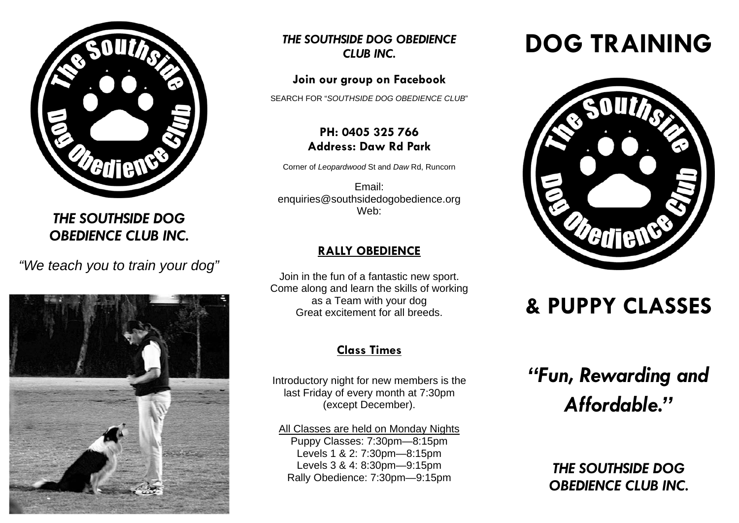## *THE SOUTHSIDE DOG OBEDIENCE CLUB INC.*

*"We teach you to train your dog"*

## *THE SOUTHSIDE DOG OBEDIENCE CLUB INC.*

**Join our group on Facebook**

SEARCH FOR "*SOUTHSIDE DOG OBEDIENCE CLUB*"

**PH: 0405 325 766**
**Address: Daw Rd Park**

Corner of *Leopardwood* St and *Daw* Rd, Runcorn

Email:
enquiries@southsidedogobedience.org
Web:

### RALLY OBEDIENCE

Join in the fun of a fantastic new sport.
Come along and learn the skills of working as a Team with your dog
Great excitement for all breeds.

### Class Times

Introductory night for new members is the last Friday of every month at 7:30pm (except December).

All Classes are held on Monday Nights
Puppy Classes: 7:30pm—8:15pm
Levels 1 & 2: 7:30pm—8:15pm
Levels 3 & 4: 8:30pm—9:15pm
Rally Obedience: 7:30pm—9:15pm

# DOG TRAINING

# & PUPPY CLASSES

## *"Fun, Rewarding and Affordable."*

## *THE SOUTHSIDE DOG OBEDIENCE CLUB INC.*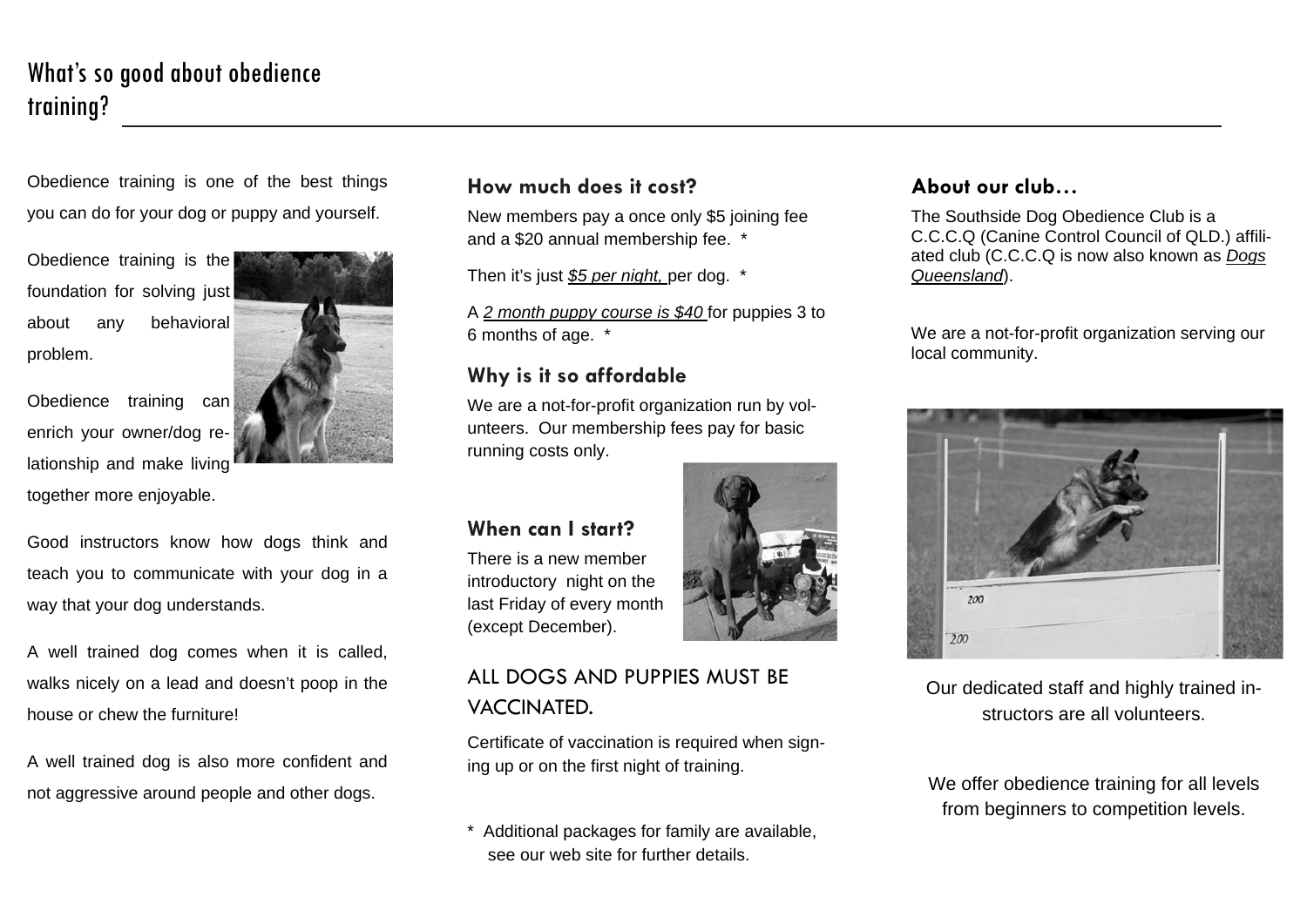# What's so good about obedience training?

Obedience training is one of the best things you can do for your dog or puppy and yourself.

Obedience training is the foundation for solving just about any behavioral problem.

Obedience training can enrich your owner/dog relationship and make living together more enjoyable.

Good instructors know how dogs think and teach you to communicate with your dog in a way that your dog understands.

A well trained dog comes when it is called, walks nicely on a lead and doesn't poop in the house or chew the furniture!

A well trained dog is also more confident and not aggressive around people and other dogs.

## How much does it cost?

New members pay a once only $5 joining fee and a $20 annual membership fee. *

Then it's just *$5 per night,* per dog. *

A *2 month puppy course is $40* for puppies 3 to 6 months of age. *

## Why is it so affordable

We are a not-for-profit organization run by volunteers. Our membership fees pay for basic running costs only.

## When can I start?

There is a new member introductory night on the last Friday of every month (except December).

## ALL DOGS AND PUPPIES MUST BE VACCINATED.

Certificate of vaccination is required when signing up or on the first night of training.

* Additional packages for family are available, see our web site for further details.

## About our club…

The Southside Dog Obedience Club is a C.C.C.Q (Canine Control Council of QLD.) affiliated club (C.C.C.Q is now also known as *Dogs Queensland*).

We are a not-for-profit organization serving our local community.

Our dedicated staff and highly trained instructors are all volunteers.

We offer obedience training for all levels from beginners to competition levels.